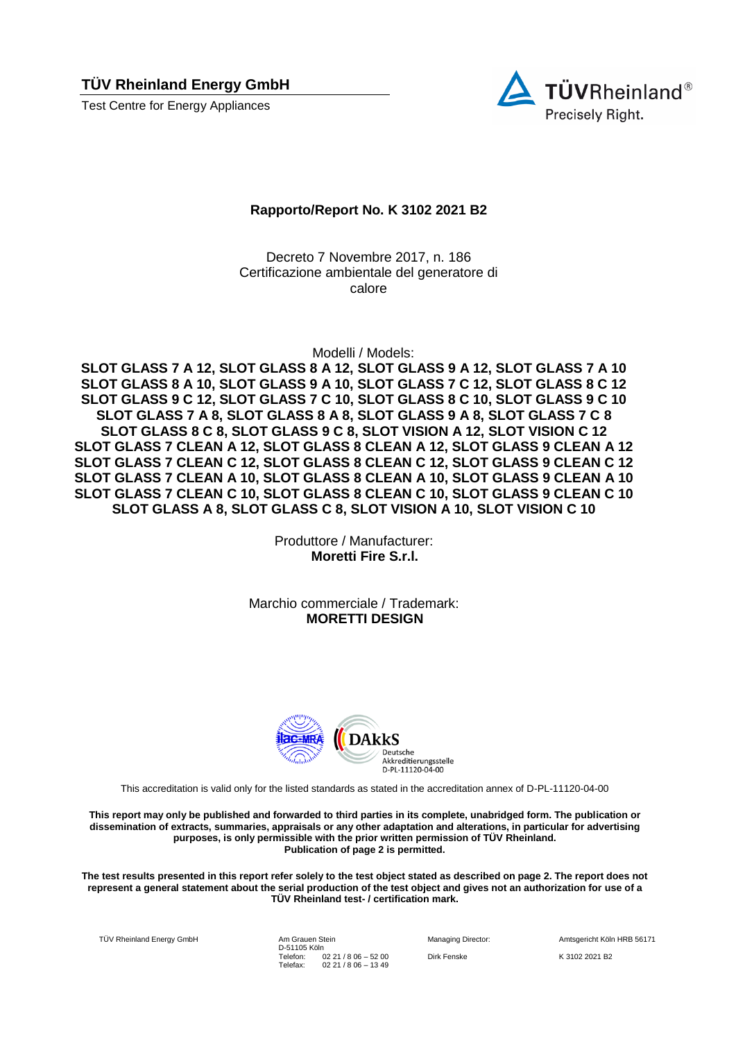**TÜV Rheinland Energy GmbH**

Test Centre for Energy Appliances

TÜVRheinland®
Precisely Right.

## Rapporto/Report No. K 3102 2021 B2

Decreto 7 Novembre 2017, n. 186
Certificazione ambientale del generatore di calore

Modelli / Models:

**SLOT GLASS 7 A 12, SLOT GLASS 8 A 12, SLOT GLASS 9 A 12, SLOT GLASS 7 A 10 SLOT GLASS 8 A 10, SLOT GLASS 9 A 10, SLOT GLASS 7 C 12, SLOT GLASS 8 C 12 SLOT GLASS 9 C 12, SLOT GLASS 7 C 10, SLOT GLASS 8 C 10, SLOT GLASS 9 C 10 SLOT GLASS 7 A 8, SLOT GLASS 8 A 8, SLOT GLASS 9 A 8, SLOT GLASS 7 C 8 SLOT GLASS 8 C 8, SLOT GLASS 9 C 8, SLOT VISION A 12, SLOT VISION C 12 SLOT GLASS 7 CLEAN A 12, SLOT GLASS 8 CLEAN A 12, SLOT GLASS 9 CLEAN A 12 SLOT GLASS 7 CLEAN C 12, SLOT GLASS 8 CLEAN C 12, SLOT GLASS 9 CLEAN C 12 SLOT GLASS 7 CLEAN A 10, SLOT GLASS 8 CLEAN A 10, SLOT GLASS 9 CLEAN A 10 SLOT GLASS 7 CLEAN C 10, SLOT GLASS 8 CLEAN C 10, SLOT GLASS 9 CLEAN C 10 SLOT GLASS A 8, SLOT GLASS C 8, SLOT VISION A 10, SLOT VISION C 10**

Produttore / Manufacturer:
**Moretti Fire S.r.l.**

Marchio commerciale / Trademark:
**MORETTI DESIGN**

ilac-MRA DAkkS Deutsche Akkreditierungsstelle D-PL-11120-04-00

This accreditation is valid only for the listed standards as stated in the accreditation annex of D-PL-11120-04-00

**This report may only be published and forwarded to third parties in its complete, unabridged form. The publication or dissemination of extracts, summaries, appraisals or any other adaptation and alterations, in particular for advertising purposes, is only permissible with the prior written permission of TÜV Rheinland. Publication of page 2 is permitted.**

**The test results presented in this report refer solely to the test object stated as described on page 2. The report does not represent a general statement about the serial production of the test object and gives not an authorization for use of a TÜV Rheinland test- / certification mark.**

TÜV Rheinland Energy GmbH | Am Grauen Stein, D-51105 Köln, Telefon: 02 21 / 8 06 – 52 00, Telefax: 02 21 / 8 06 – 13 49 | Managing Director: Dirk Fenske | Amtsgericht Köln HRB 56171 | K 3102 2021 B2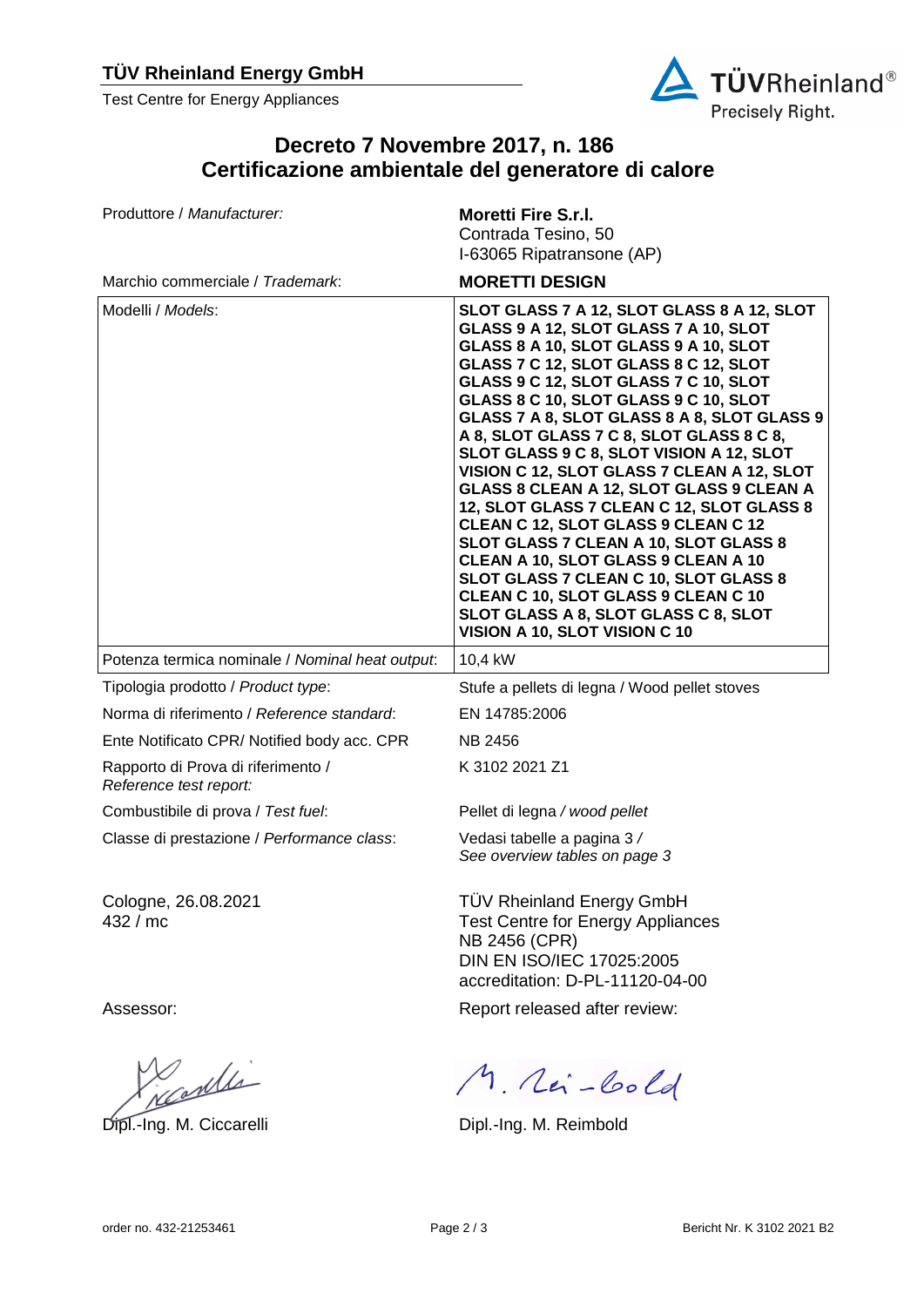**TÜV Rheinland Energy GmbH**

Test Centre for Energy Appliances

# Decreto 7 Novembre 2017, n. 186
# Certificazione ambientale del generatore di calore

| | |
|---|---|
| Produttore / *Manufacturer:* | **Moretti Fire S.r.l.**<br>Contrada Tesino, 50<br>I-63065 Ripatransone (AP) |
| Marchio commerciale / *Trademark*: | **MORETTI DESIGN** |
| Modelli / *Models*: | **SLOT GLASS 7 A 12, SLOT GLASS 8 A 12, SLOT GLASS 9 A 12, SLOT GLASS 7 A 10, SLOT GLASS 8 A 10, SLOT GLASS 9 A 10, SLOT GLASS 7 C 12, SLOT GLASS 8 C 12, SLOT GLASS 9 C 12, SLOT GLASS 7 C 10, SLOT GLASS 8 C 10, SLOT GLASS 9 C 10, SLOT GLASS 7 A 8, SLOT GLASS 8 A 8, SLOT GLASS 9 A 8, SLOT GLASS 7 C 8, SLOT GLASS 8 C 8, SLOT GLASS 9 C 8, SLOT VISION A 12, SLOT VISION C 12, SLOT GLASS 7 CLEAN A 12, SLOT GLASS 8 CLEAN A 12, SLOT GLASS 9 CLEAN A 12, SLOT GLASS 7 CLEAN C 12, SLOT GLASS 8 CLEAN C 12, SLOT GLASS 9 CLEAN C 12 SLOT GLASS 7 CLEAN A 10, SLOT GLASS 8 CLEAN A 10, SLOT GLASS 9 CLEAN A 10 SLOT GLASS 7 CLEAN C 10, SLOT GLASS 8 CLEAN C 10, SLOT GLASS 9 CLEAN C 10 SLOT GLASS A 8, SLOT GLASS C 8, SLOT VISION A 10, SLOT VISION C 10** |
| Potenza termica nominale / *Nominal heat output*: | 10,4 kW |
| Tipologia prodotto / *Product type*: | Stufe a pellets di legna / Wood pellet stoves |
| Norma di riferimento / *Reference standard*: | EN 14785:2006 |
| Ente Notificato CPR/ Notified body acc. CPR | NB 2456 |
| Rapporto di Prova di riferimento / *Reference test report:* | K 3102 2021 Z1 |
| Combustibile di prova / *Test fuel*: | Pellet di legna / *wood pellet* |
| Classe di prestazione / *Performance class*: | Vedasi tabelle a pagina 3 / *See overview tables on page 3* |

Cologne, 26.08.2021
432 / mc

TÜV Rheinland Energy GmbH
Test Centre for Energy Appliances
NB 2456 (CPR)
DIN EN ISO/IEC 17025:2005
accreditation: D-PL-11120-04-00

Assessor:

Dipl.-Ing. M. Ciccarelli

Report released after review:

Dipl.-Ing. M. Reimbold

order no. 432-21253461

Bericht Nr. K 3102 2021 B2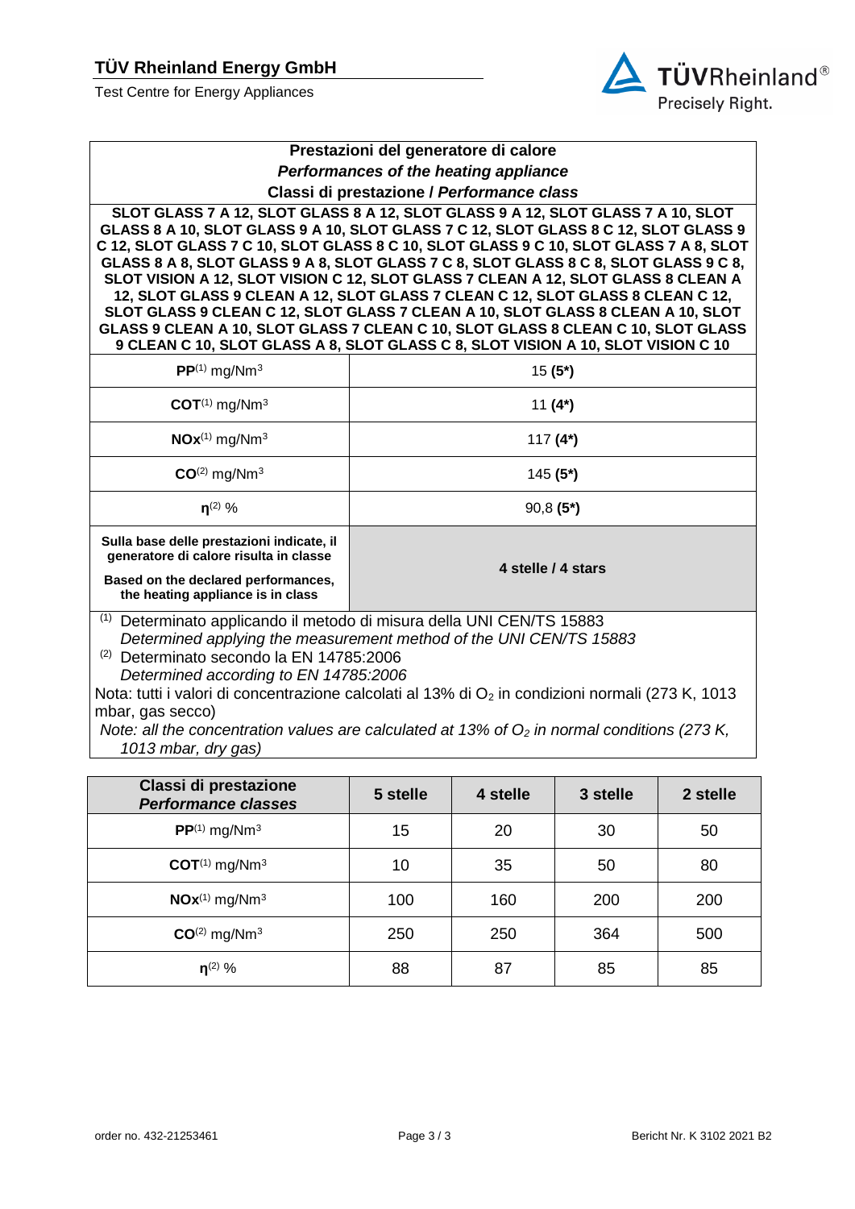**Prestazioni del generatore di calore**
***Performances of the heating appliance***
**Classi di prestazione / *Performance class***

**SLOT GLASS 7 A 12, SLOT GLASS 8 A 12, SLOT GLASS 9 A 12, SLOT GLASS 7 A 10, SLOT GLASS 8 A 10, SLOT GLASS 9 A 10, SLOT GLASS 7 C 12, SLOT GLASS 8 C 12, SLOT GLASS 9 C 12, SLOT GLASS 7 C 10, SLOT GLASS 8 C 10, SLOT GLASS 9 C 10, SLOT GLASS 7 A 8, SLOT GLASS 8 A 8, SLOT GLASS 9 A 8, SLOT GLASS 7 C 8, SLOT GLASS 8 C 8, SLOT GLASS 9 C 8, SLOT VISION A 12, SLOT VISION C 12, SLOT GLASS 7 CLEAN A 12, SLOT GLASS 8 CLEAN A 12, SLOT GLASS 9 CLEAN A 12, SLOT GLASS 7 CLEAN C 12, SLOT GLASS 8 CLEAN C 12, SLOT GLASS 9 CLEAN C 12, SLOT GLASS 7 CLEAN A 10, SLOT GLASS 8 CLEAN A 10, SLOT GLASS 9 CLEAN A 10, SLOT GLASS 7 CLEAN C 10, SLOT GLASS 8 CLEAN C 10, SLOT GLASS 9 CLEAN C 10, SLOT GLASS A 8, SLOT GLASS C 8, SLOT VISION A 10, SLOT VISION C 10**

| | |
|---|---|
| **PP**(1) mg/Nm³ | 15 **(5*)** |
| **COT**(1) mg/Nm³ | 11 **(4*)** |
| **NOx**(1) mg/Nm³ | 117 **(4*)** |
| **CO**(2) mg/Nm³ | 145 **(5*)** |
| **η**(2) % | 90,8 **(5*)** |
| **Sulla base delle prestazioni indicate, il generatore di calore risulta in classe** <br> **Based on the declared performances, the heating appliance is in class** | **4 stelle / 4 stars** |

(1) Determinato applicando il metodo di misura della UNI CEN/TS 15883
*Determined applying the measurement method of the UNI CEN/TS 15883*
(2) Determinato secondo la EN 14785:2006
*Determined according to EN 14785:2006*

Nota: tutti i valori di concentrazione calcolati al 13% di $O_2$ in condizioni normali (273 K, 1013 mbar, gas secco)
*Note: all the concentration values are calculated at 13% of $O_2$ in normal conditions (273 K, 1013 mbar, dry gas)*

| **Classi di prestazione** ***Performance classes*** | **5 stelle** | **4 stelle** | **3 stelle** | **2 stelle** |
|---|---|---|---|---|
| **PP**(1) mg/Nm³ | 15 | 20 | 30 | 50 |
| **COT**(1) mg/Nm³ | 10 | 35 | 50 | 80 |
| **NOx**(1) mg/Nm³ | 100 | 160 | 200 | 200 |
| **CO**(2) mg/Nm³ | 250 | 250 | 364 | 500 |
| **η**(2) % | 88 | 87 | 85 | 85 |